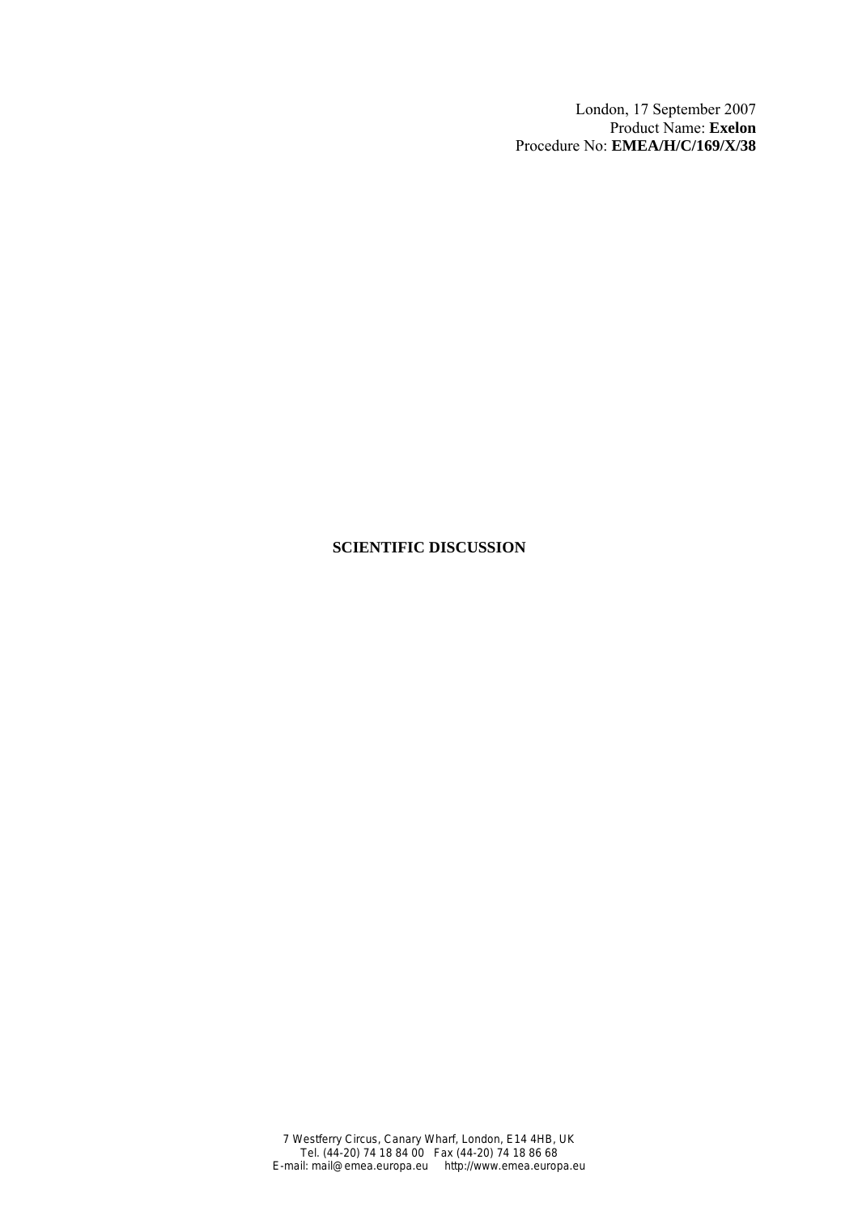London, 17 September 2007
Product Name: **Exelon**
Procedure No: **EMEA/H/C/169/X/38**

# SCIENTIFIC DISCUSSION

7 Westferry Circus, Canary Wharf, London, E14 4HB, UK
Tel. (44-20) 74 18 84 00 Fax (44-20) 74 18 86 68
E-mail: mail@emea.europa.eu http://www.emea.europa.eu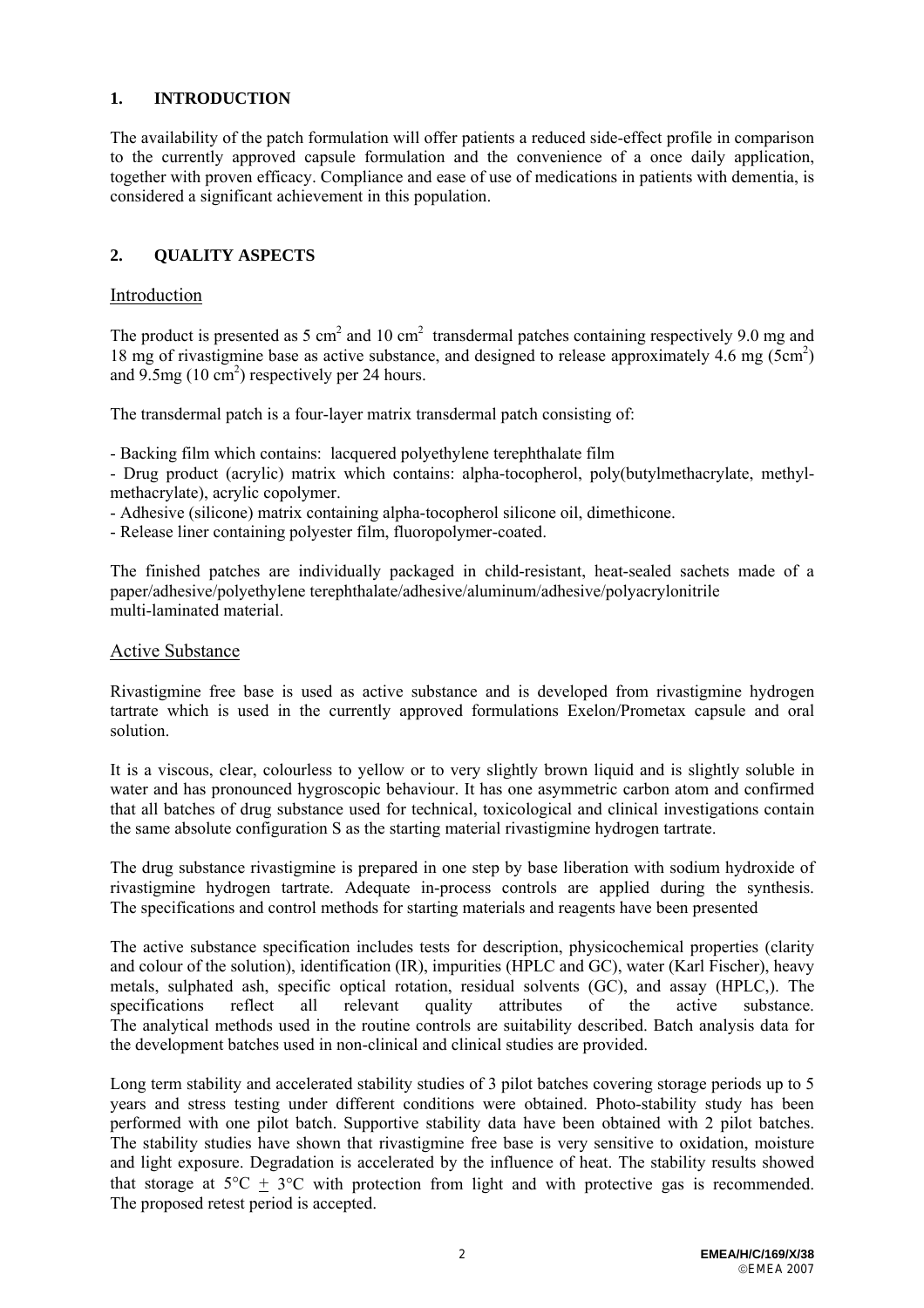## 1. INTRODUCTION

The availability of the patch formulation will offer patients a reduced side-effect profile in comparison to the currently approved capsule formulation and the convenience of a once daily application, together with proven efficacy. Compliance and ease of use of medications in patients with dementia, is considered a significant achievement in this population.

## 2. QUALITY ASPECTS

### Introduction

The product is presented as 5 $cm^2$ and 10 $cm^2$ transdermal patches containing respectively 9.0 mg and 18 mg of rivastigmine base as active substance, and designed to release approximately 4.6 mg (5$cm^2$) and 9.5mg (10 $cm^2$) respectively per 24 hours.

The transdermal patch is a four-layer matrix transdermal patch consisting of:

- Backing film which contains: lacquered polyethylene terephthalate film
- Drug product (acrylic) matrix which contains: alpha-tocopherol, poly(butylmethacrylate, methyl-methacrylate), acrylic copolymer.
- Adhesive (silicone) matrix containing alpha-tocopherol silicone oil, dimethicone.
- Release liner containing polyester film, fluoropolymer-coated.

The finished patches are individually packaged in child-resistant, heat-sealed sachets made of a paper/adhesive/polyethylene terephthalate/adhesive/aluminum/adhesive/polyacrylonitrile multi-laminated material.

### Active Substance

Rivastigmine free base is used as active substance and is developed from rivastigmine hydrogen tartrate which is used in the currently approved formulations Exelon/Prometax capsule and oral solution.

It is a viscous, clear, colourless to yellow or to very slightly brown liquid and is slightly soluble in water and has pronounced hygroscopic behaviour. It has one asymmetric carbon atom and confirmed that all batches of drug substance used for technical, toxicological and clinical investigations contain the same absolute configuration S as the starting material rivastigmine hydrogen tartrate.

The drug substance rivastigmine is prepared in one step by base liberation with sodium hydroxide of rivastigmine hydrogen tartrate. Adequate in-process controls are applied during the synthesis. The specifications and control methods for starting materials and reagents have been presented

The active substance specification includes tests for description, physicochemical properties (clarity and colour of the solution), identification (IR), impurities (HPLC and GC), water (Karl Fischer), heavy metals, sulphated ash, specific optical rotation, residual solvents (GC), and assay (HPLC,). The specifications reflect all relevant quality attributes of the active substance. The analytical methods used in the routine controls are suitability described. Batch analysis data for the development batches used in non-clinical and clinical studies are provided.

Long term stability and accelerated stability studies of 3 pilot batches covering storage periods up to 5 years and stress testing under different conditions were obtained. Photo-stability study has been performed with one pilot batch. Supportive stability data have been obtained with 2 pilot batches. The stability studies have shown that rivastigmine free base is very sensitive to oxidation, moisture and light exposure. Degradation is accelerated by the influence of heat. The stability results showed that storage at 5°C $\pm$ 3°C with protection from light and with protective gas is recommended. The proposed retest period is accepted.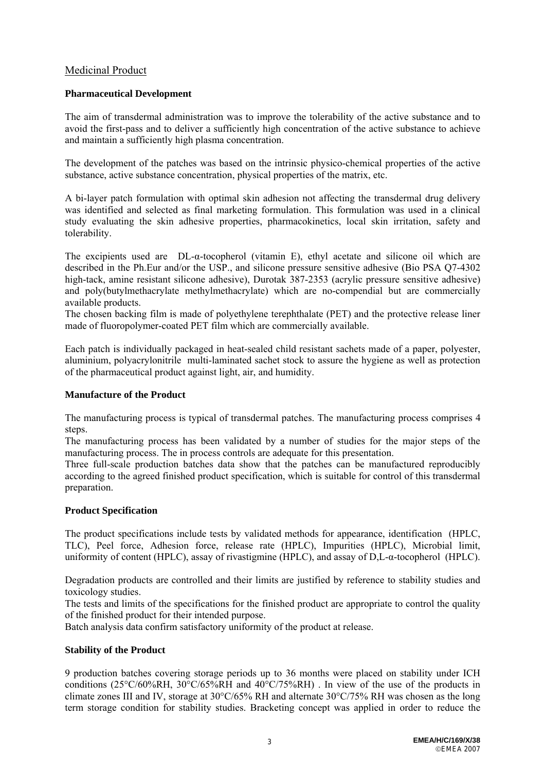## Medicinal Product

### Pharmaceutical Development

The aim of transdermal administration was to improve the tolerability of the active substance and to avoid the first-pass and to deliver a sufficiently high concentration of the active substance to achieve and maintain a sufficiently high plasma concentration.

The development of the patches was based on the intrinsic physico-chemical properties of the active substance, active substance concentration, physical properties of the matrix, etc.

A bi-layer patch formulation with optimal skin adhesion not affecting the transdermal drug delivery was identified and selected as final marketing formulation. This formulation was used in a clinical study evaluating the skin adhesive properties, pharmacokinetics, local skin irritation, safety and tolerability.

The excipients used are DL-α-tocopherol (vitamin E), ethyl acetate and silicone oil which are described in the Ph.Eur and/or the USP., and silicone pressure sensitive adhesive (Bio PSA Q7-4302 high-tack, amine resistant silicone adhesive), Durotak 387-2353 (acrylic pressure sensitive adhesive) and poly(butylmethacrylate methylmethacrylate) which are no-compendial but are commercially available products.
The chosen backing film is made of polyethylene terephthalate (PET) and the protective release liner made of fluoropolymer-coated PET film which are commercially available.

Each patch is individually packaged in heat-sealed child resistant sachets made of a paper, polyester, aluminium, polyacrylonitrile multi-laminated sachet stock to assure the hygiene as well as protection of the pharmaceutical product against light, air, and humidity.

### Manufacture of the Product

The manufacturing process is typical of transdermal patches. The manufacturing process comprises 4 steps.
The manufacturing process has been validated by a number of studies for the major steps of the manufacturing process. The in process controls are adequate for this presentation.
Three full-scale production batches data show that the patches can be manufactured reproducibly according to the agreed finished product specification, which is suitable for control of this transdermal preparation.

### Product Specification

The product specifications include tests by validated methods for appearance, identification (HPLC, TLC), Peel force, Adhesion force, release rate (HPLC), Impurities (HPLC), Microbial limit, uniformity of content (HPLC), assay of rivastigmine (HPLC), and assay of D,L-α-tocopherol (HPLC).

Degradation products are controlled and their limits are justified by reference to stability studies and toxicology studies.
The tests and limits of the specifications for the finished product are appropriate to control the quality of the finished product for their intended purpose.
Batch analysis data confirm satisfactory uniformity of the product at release.

### Stability of the Product

9 production batches covering storage periods up to 36 months were placed on stability under ICH conditions (25°C/60%RH, 30°C/65%RH and 40°C/75%RH) . In view of the use of the products in climate zones III and IV, storage at 30°C/65% RH and alternate 30°C/75% RH was chosen as the long term storage condition for stability studies. Bracketing concept was applied in order to reduce the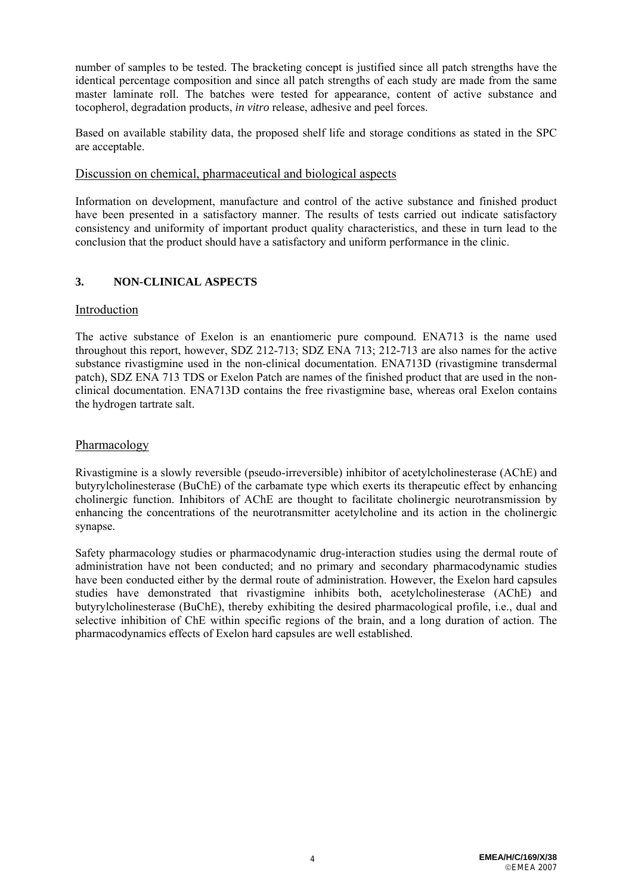number of samples to be tested. The bracketing concept is justified since all patch strengths have the identical percentage composition and since all patch strengths of each study are made from the same master laminate roll. The batches were tested for appearance, content of active substance and tocopherol, degradation products, *in vitro* release, adhesive and peel forces.

Based on available stability data, the proposed shelf life and storage conditions as stated in the SPC are acceptable.

## Discussion on chemical, pharmaceutical and biological aspects

Information on development, manufacture and control of the active substance and finished product have been presented in a satisfactory manner. The results of tests carried out indicate satisfactory consistency and uniformity of important product quality characteristics, and these in turn lead to the conclusion that the product should have a satisfactory and uniform performance in the clinic.

# 3. NON-CLINICAL ASPECTS

## Introduction

The active substance of Exelon is an enantiomeric pure compound. ENA713 is the name used throughout this report, however, SDZ 212-713; SDZ ENA 713; 212-713 are also names for the active substance rivastigmine used in the non-clinical documentation. ENA713D (rivastigmine transdermal patch), SDZ ENA 713 TDS or Exelon Patch are names of the finished product that are used in the non-clinical documentation. ENA713D contains the free rivastigmine base, whereas oral Exelon contains the hydrogen tartrate salt.

## Pharmacology

Rivastigmine is a slowly reversible (pseudo-irreversible) inhibitor of acetylcholinesterase (AChE) and butyrylcholinesterase (BuChE) of the carbamate type which exerts its therapeutic effect by enhancing cholinergic function. Inhibitors of AChE are thought to facilitate cholinergic neurotransmission by enhancing the concentrations of the neurotransmitter acetylcholine and its action in the cholinergic synapse.

Safety pharmacology studies or pharmacodynamic drug-interaction studies using the dermal route of administration have not been conducted; and no primary and secondary pharmacodynamic studies have been conducted either by the dermal route of administration. However, the Exelon hard capsules studies have demonstrated that rivastigmine inhibits both, acetylcholinesterase (AChE) and butyrylcholinesterase (BuChE), thereby exhibiting the desired pharmacological profile, i.e., dual and selective inhibition of ChE within specific regions of the brain, and a long duration of action. The pharmacodynamics effects of Exelon hard capsules are well established.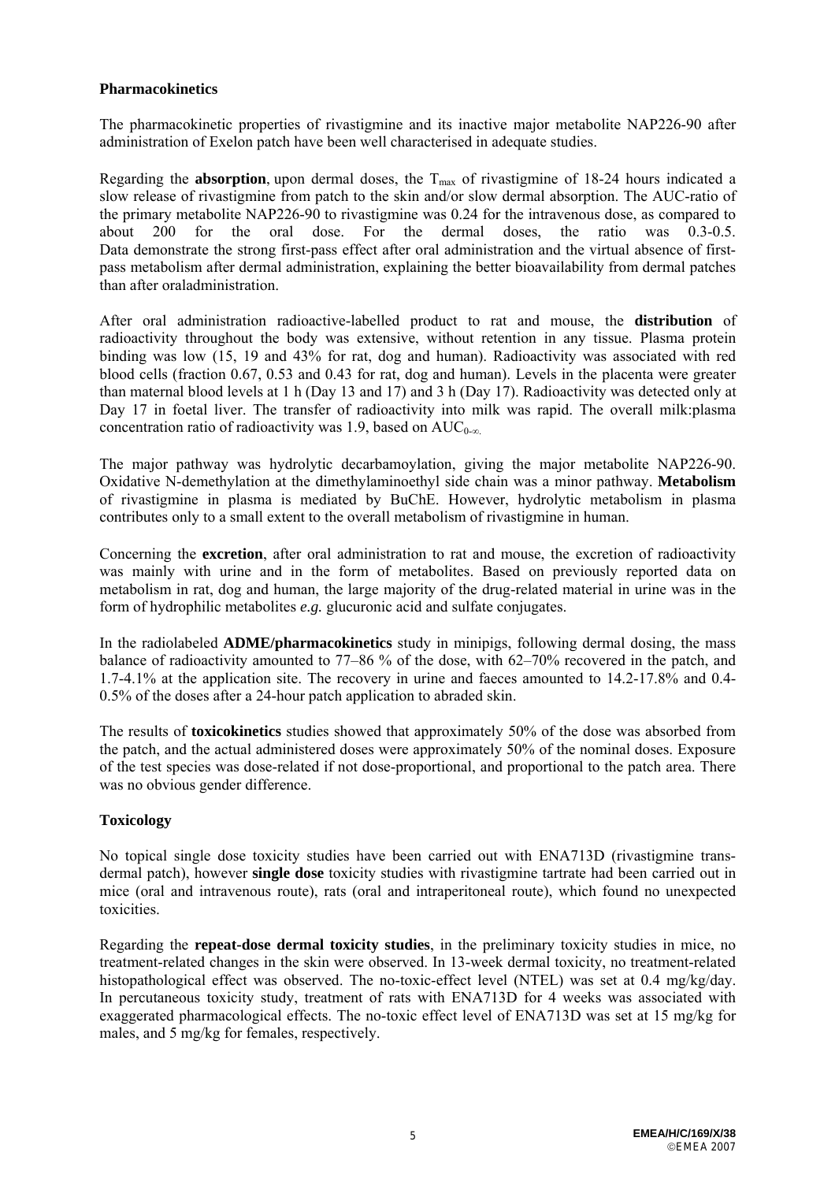**Pharmacokinetics**

The pharmacokinetic properties of rivastigmine and its inactive major metabolite NAP226-90 after administration of Exelon patch have been well characterised in adequate studies.

Regarding the **absorption**, upon dermal doses, the $T_{max}$ of rivastigmine of 18-24 hours indicated a slow release of rivastigmine from patch to the skin and/or slow dermal absorption. The AUC-ratio of the primary metabolite NAP226-90 to rivastigmine was 0.24 for the intravenous dose, as compared to about 200 for the oral dose. For the dermal doses, the ratio was 0.3-0.5. Data demonstrate the strong first-pass effect after oral administration and the virtual absence of first-pass metabolism after dermal administration, explaining the better bioavailability from dermal patches than after oraladministration.

After oral administration radioactive-labelled product to rat and mouse, the **distribution** of radioactivity throughout the body was extensive, without retention in any tissue. Plasma protein binding was low (15, 19 and 43% for rat, dog and human). Radioactivity was associated with red blood cells (fraction 0.67, 0.53 and 0.43 for rat, dog and human). Levels in the placenta were greater than maternal blood levels at 1 h (Day 13 and 17) and 3 h (Day 17). Radioactivity was detected only at Day 17 in foetal liver. The transfer of radioactivity into milk was rapid. The overall milk:plasma concentration ratio of radioactivity was 1.9, based on $AUC_{0-\infty}$.

The major pathway was hydrolytic decarbamoylation, giving the major metabolite NAP226-90. Oxidative N-demethylation at the dimethylaminoethyl side chain was a minor pathway. **Metabolism** of rivastigmine in plasma is mediated by BuChE. However, hydrolytic metabolism in plasma contributes only to a small extent to the overall metabolism of rivastigmine in human.

Concerning the **excretion**, after oral administration to rat and mouse, the excretion of radioactivity was mainly with urine and in the form of metabolites. Based on previously reported data on metabolism in rat, dog and human, the large majority of the drug-related material in urine was in the form of hydrophilic metabolites *e.g.* glucuronic acid and sulfate conjugates.

In the radiolabeled **ADME/pharmacokinetics** study in minipigs, following dermal dosing, the mass balance of radioactivity amounted to 77–86 % of the dose, with 62–70% recovered in the patch, and 1.7-4.1% at the application site. The recovery in urine and faeces amounted to 14.2-17.8% and 0.4-0.5% of the doses after a 24-hour patch application to abraded skin.

The results of **toxicokinetics** studies showed that approximately 50% of the dose was absorbed from the patch, and the actual administered doses were approximately 50% of the nominal doses. Exposure of the test species was dose-related if not dose-proportional, and proportional to the patch area. There was no obvious gender difference.

**Toxicology**

No topical single dose toxicity studies have been carried out with ENA713D (rivastigmine trans-dermal patch), however **single dose** toxicity studies with rivastigmine tartrate had been carried out in mice (oral and intravenous route), rats (oral and intraperitoneal route), which found no unexpected toxicities.

Regarding the **repeat-dose dermal toxicity studies**, in the preliminary toxicity studies in mice, no treatment-related changes in the skin were observed. In 13-week dermal toxicity, no treatment-related histopathological effect was observed. The no-toxic-effect level (NTEL) was set at 0.4 mg/kg/day. In percutaneous toxicity study, treatment of rats with ENA713D for 4 weeks was associated with exaggerated pharmacological effects. The no-toxic effect level of ENA713D was set at 15 mg/kg for males, and 5 mg/kg for females, respectively.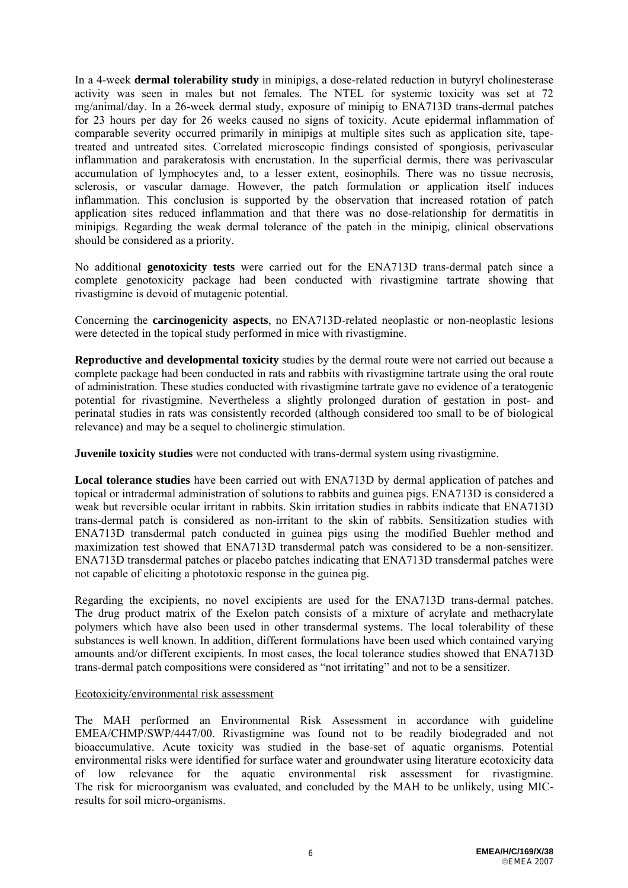In a 4-week **dermal tolerability study** in minipigs, a dose-related reduction in butyryl cholinesterase activity was seen in males but not females. The NTEL for systemic toxicity was set at 72 mg/animal/day. In a 26-week dermal study, exposure of minipig to ENA713D trans-dermal patches for 23 hours per day for 26 weeks caused no signs of toxicity. Acute epidermal inflammation of comparable severity occurred primarily in minipigs at multiple sites such as application site, tape-treated and untreated sites. Correlated microscopic findings consisted of spongiosis, perivascular inflammation and parakeratosis with encrustation. In the superficial dermis, there was perivascular accumulation of lymphocytes and, to a lesser extent, eosinophils. There was no tissue necrosis, sclerosis, or vascular damage. However, the patch formulation or application itself induces inflammation. This conclusion is supported by the observation that increased rotation of patch application sites reduced inflammation and that there was no dose-relationship for dermatitis in minipigs. Regarding the weak dermal tolerance of the patch in the minipig, clinical observations should be considered as a priority.

No additional **genotoxicity tests** were carried out for the ENA713D trans-dermal patch since a complete genotoxicity package had been conducted with rivastigmine tartrate showing that rivastigmine is devoid of mutagenic potential.

Concerning the **carcinogenicity aspects**, no ENA713D-related neoplastic or non-neoplastic lesions were detected in the topical study performed in mice with rivastigmine.

**Reproductive and developmental toxicity** studies by the dermal route were not carried out because a complete package had been conducted in rats and rabbits with rivastigmine tartrate using the oral route of administration. These studies conducted with rivastigmine tartrate gave no evidence of a teratogenic potential for rivastigmine. Nevertheless a slightly prolonged duration of gestation in post- and perinatal studies in rats was consistently recorded (although considered too small to be of biological relevance) and may be a sequel to cholinergic stimulation.

**Juvenile toxicity studies** were not conducted with trans-dermal system using rivastigmine.

**Local tolerance studies** have been carried out with ENA713D by dermal application of patches and topical or intradermal administration of solutions to rabbits and guinea pigs. ENA713D is considered a weak but reversible ocular irritant in rabbits. Skin irritation studies in rabbits indicate that ENA713D trans-dermal patch is considered as non-irritant to the skin of rabbits. Sensitization studies with ENA713D transdermal patch conducted in guinea pigs using the modified Buehler method and maximization test showed that ENA713D transdermal patch was considered to be a non-sensitizer. ENA713D transdermal patches or placebo patches indicating that ENA713D transdermal patches were not capable of eliciting a phototoxic response in the guinea pig.

Regarding the excipients, no novel excipients are used for the ENA713D trans-dermal patches. The drug product matrix of the Exelon patch consists of a mixture of acrylate and methacrylate polymers which have also been used in other transdermal systems. The local tolerability of these substances is well known. In addition, different formulations have been used which contained varying amounts and/or different excipients. In most cases, the local tolerance studies showed that ENA713D trans-dermal patch compositions were considered as "not irritating" and not to be a sensitizer.

Ecotoxicity/environmental risk assessment

The MAH performed an Environmental Risk Assessment in accordance with guideline EMEA/CHMP/SWP/4447/00. Rivastigmine was found not to be readily biodegraded and not bioaccumulative. Acute toxicity was studied in the base-set of aquatic organisms. Potential environmental risks were identified for surface water and groundwater using literature ecotoxicity data of low relevance for the aquatic environmental risk assessment for rivastigmine. The risk for microorganism was evaluated, and concluded by the MAH to be unlikely, using MIC-results for soil micro-organisms.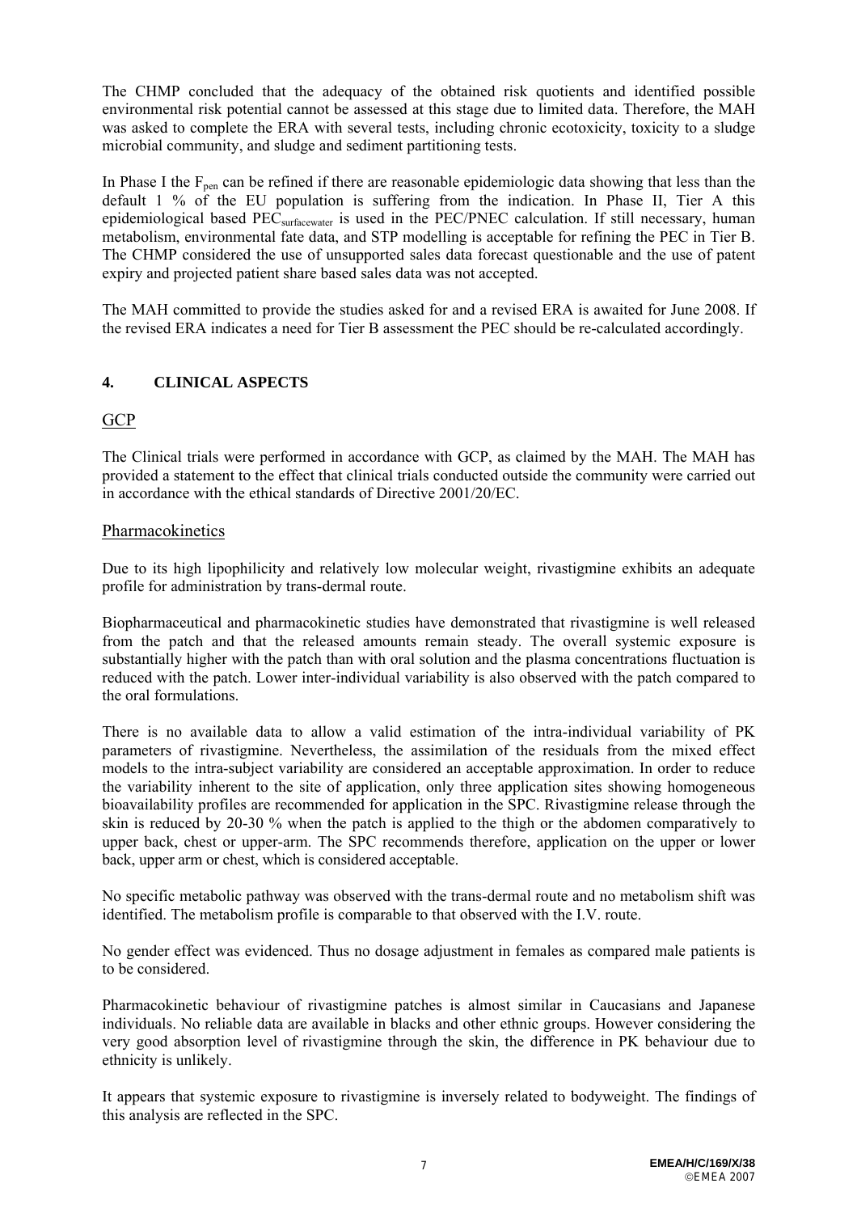The CHMP concluded that the adequacy of the obtained risk quotients and identified possible environmental risk potential cannot be assessed at this stage due to limited data. Therefore, the MAH was asked to complete the ERA with several tests, including chronic ecotoxicity, toxicity to a sludge microbial community, and sludge and sediment partitioning tests.

In Phase I the $F_{pen}$ can be refined if there are reasonable epidemiologic data showing that less than the default 1 % of the EU population is suffering from the indication. In Phase II, Tier A this epidemiological based $PEC_{surfacewater}$ is used in the PEC/PNEC calculation. If still necessary, human metabolism, environmental fate data, and STP modelling is acceptable for refining the PEC in Tier B. The CHMP considered the use of unsupported sales data forecast questionable and the use of patent expiry and projected patient share based sales data was not accepted.

The MAH committed to provide the studies asked for and a revised ERA is awaited for June 2008. If the revised ERA indicates a need for Tier B assessment the PEC should be re-calculated accordingly.

## 4. CLINICAL ASPECTS

### GCP

The Clinical trials were performed in accordance with GCP, as claimed by the MAH. The MAH has provided a statement to the effect that clinical trials conducted outside the community were carried out in accordance with the ethical standards of Directive 2001/20/EC.

### Pharmacokinetics

Due to its high lipophilicity and relatively low molecular weight, rivastigmine exhibits an adequate profile for administration by trans-dermal route.

Biopharmaceutical and pharmacokinetic studies have demonstrated that rivastigmine is well released from the patch and that the released amounts remain steady. The overall systemic exposure is substantially higher with the patch than with oral solution and the plasma concentrations fluctuation is reduced with the patch. Lower inter-individual variability is also observed with the patch compared to the oral formulations.

There is no available data to allow a valid estimation of the intra-individual variability of PK parameters of rivastigmine. Nevertheless, the assimilation of the residuals from the mixed effect models to the intra-subject variability are considered an acceptable approximation. In order to reduce the variability inherent to the site of application, only three application sites showing homogeneous bioavailability profiles are recommended for application in the SPC. Rivastigmine release through the skin is reduced by 20-30 % when the patch is applied to the thigh or the abdomen comparatively to upper back, chest or upper-arm. The SPC recommends therefore, application on the upper or lower back, upper arm or chest, which is considered acceptable.

No specific metabolic pathway was observed with the trans-dermal route and no metabolism shift was identified. The metabolism profile is comparable to that observed with the I.V. route.

No gender effect was evidenced. Thus no dosage adjustment in females as compared male patients is to be considered.

Pharmacokinetic behaviour of rivastigmine patches is almost similar in Caucasians and Japanese individuals. No reliable data are available in blacks and other ethnic groups. However considering the very good absorption level of rivastigmine through the skin, the difference in PK behaviour due to ethnicity is unlikely.

It appears that systemic exposure to rivastigmine is inversely related to bodyweight. The findings of this analysis are reflected in the SPC.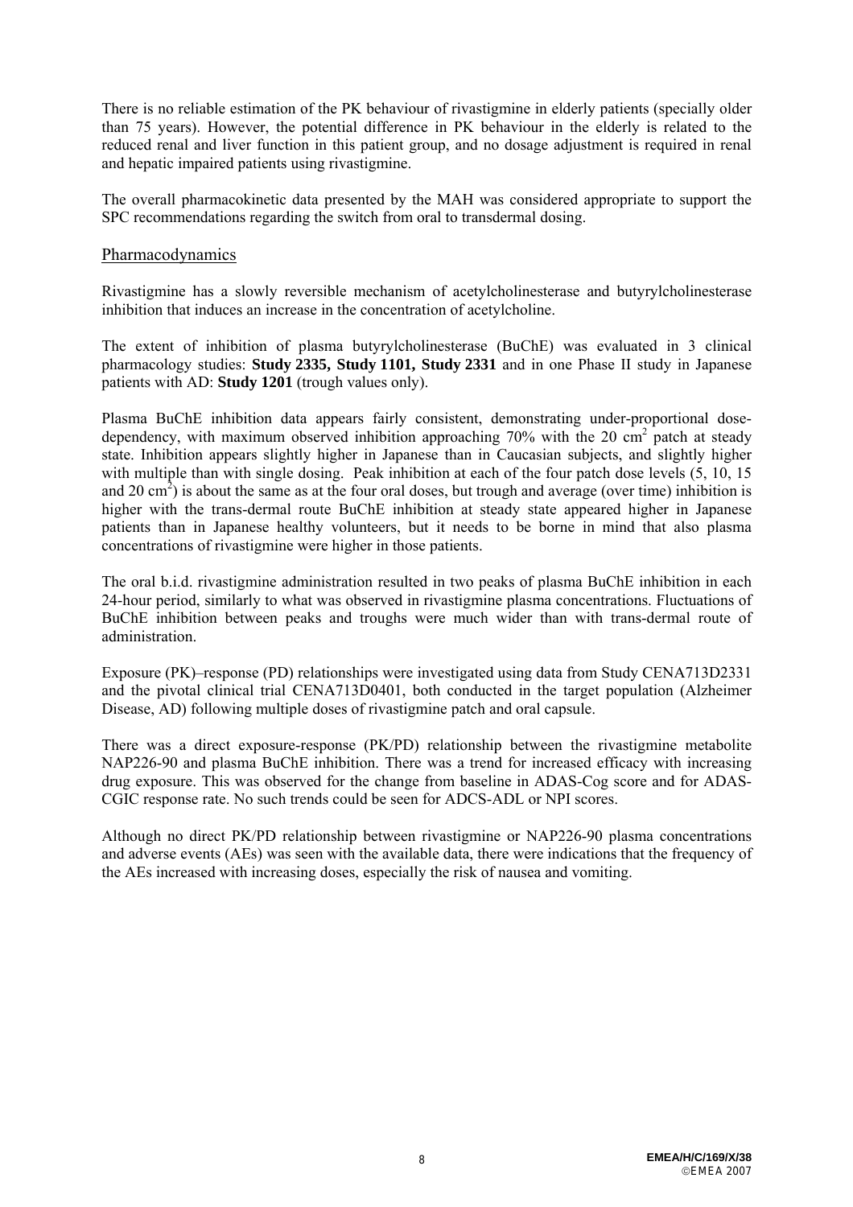There is no reliable estimation of the PK behaviour of rivastigmine in elderly patients (specially older than 75 years). However, the potential difference in PK behaviour in the elderly is related to the reduced renal and liver function in this patient group, and no dosage adjustment is required in renal and hepatic impaired patients using rivastigmine.

The overall pharmacokinetic data presented by the MAH was considered appropriate to support the SPC recommendations regarding the switch from oral to transdermal dosing.

## Pharmacodynamics

Rivastigmine has a slowly reversible mechanism of acetylcholinesterase and butyrylcholinesterase inhibition that induces an increase in the concentration of acetylcholine.

The extent of inhibition of plasma butyrylcholinesterase (BuChE) was evaluated in 3 clinical pharmacology studies: **Study 2335, Study 1101, Study 2331** and in one Phase II study in Japanese patients with AD: **Study 1201** (trough values only).

Plasma BuChE inhibition data appears fairly consistent, demonstrating under-proportional dose-dependency, with maximum observed inhibition approaching 70% with the 20 $cm^2$ patch at steady state. Inhibition appears slightly higher in Japanese than in Caucasian subjects, and slightly higher with multiple than with single dosing. Peak inhibition at each of the four patch dose levels (5, 10, 15 and 20 $cm^2$) is about the same as at the four oral doses, but trough and average (over time) inhibition is higher with the trans-dermal route BuChE inhibition at steady state appeared higher in Japanese patients than in Japanese healthy volunteers, but it needs to be borne in mind that also plasma concentrations of rivastigmine were higher in those patients.

The oral b.i.d. rivastigmine administration resulted in two peaks of plasma BuChE inhibition in each 24-hour period, similarly to what was observed in rivastigmine plasma concentrations. Fluctuations of BuChE inhibition between peaks and troughs were much wider than with trans-dermal route of administration.

Exposure (PK)–response (PD) relationships were investigated using data from Study CENA713D2331 and the pivotal clinical trial CENA713D0401, both conducted in the target population (Alzheimer Disease, AD) following multiple doses of rivastigmine patch and oral capsule.

There was a direct exposure-response (PK/PD) relationship between the rivastigmine metabolite NAP226-90 and plasma BuChE inhibition. There was a trend for increased efficacy with increasing drug exposure. This was observed for the change from baseline in ADAS-Cog score and for ADAS-CGIC response rate. No such trends could be seen for ADCS-ADL or NPI scores.

Although no direct PK/PD relationship between rivastigmine or NAP226-90 plasma concentrations and adverse events (AEs) was seen with the available data, there were indications that the frequency of the AEs increased with increasing doses, especially the risk of nausea and vomiting.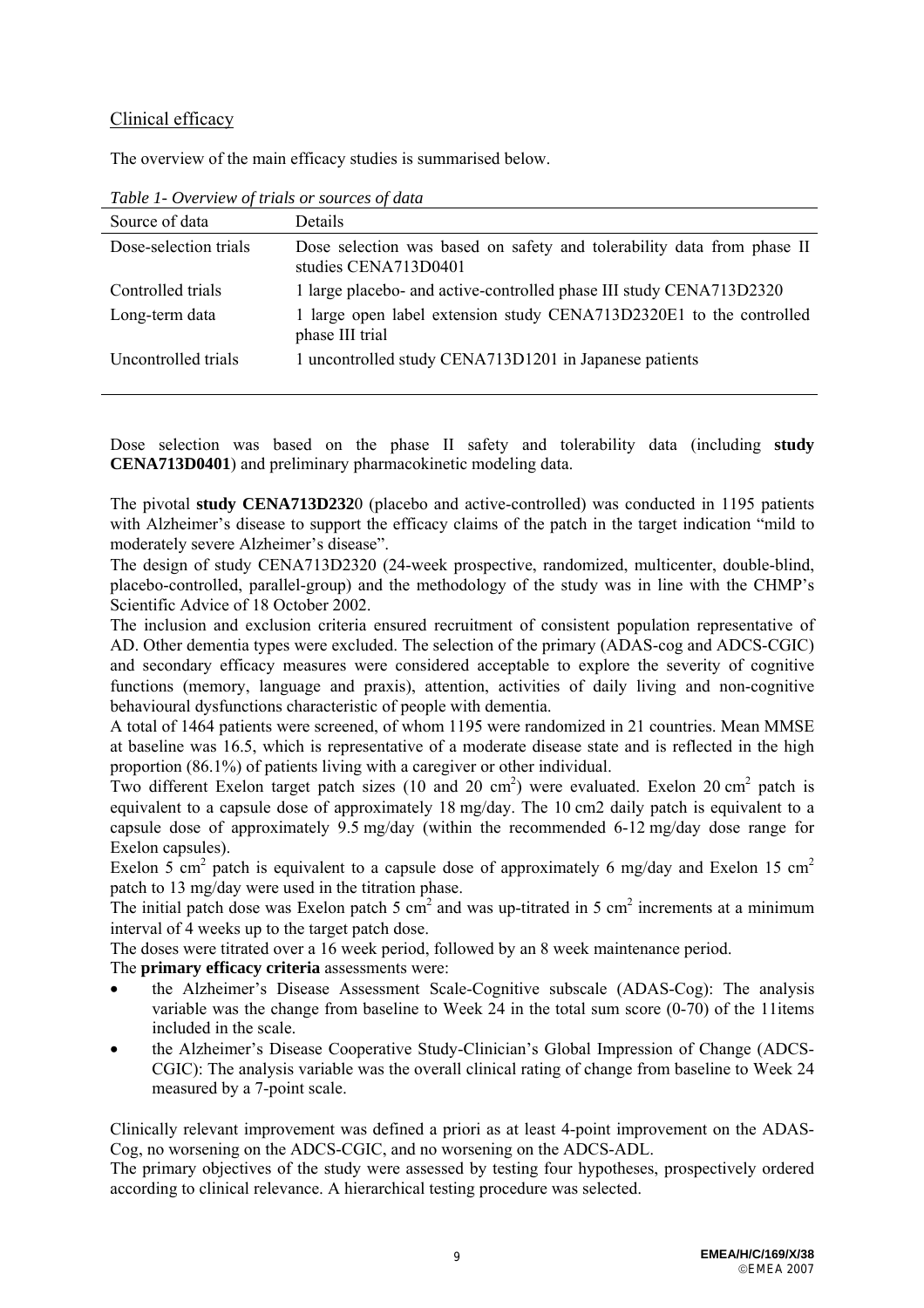## Clinical efficacy

The overview of the main efficacy studies is summarised below.

*Table 1- Overview of trials or sources of data*

| Source of data | Details |
|---|---|
| Dose-selection trials | Dose selection was based on safety and tolerability data from phase II studies CENA713D0401 |
| Controlled trials | 1 large placebo- and active-controlled phase III study CENA713D2320 |
| Long-term data | 1 large open label extension study CENA713D2320E1 to the controlled phase III trial |
| Uncontrolled trials | 1 uncontrolled study CENA713D1201 in Japanese patients |

Dose selection was based on the phase II safety and tolerability data (including **study CENA713D0401**) and preliminary pharmacokinetic modeling data.

The pivotal **study CENA713D232**0 (placebo and active-controlled) was conducted in 1195 patients with Alzheimer's disease to support the efficacy claims of the patch in the target indication "mild to moderately severe Alzheimer's disease".

The design of study CENA713D2320 (24-week prospective, randomized, multicenter, double-blind, placebo-controlled, parallel-group) and the methodology of the study was in line with the CHMP's Scientific Advice of 18 October 2002.

The inclusion and exclusion criteria ensured recruitment of consistent population representative of AD. Other dementia types were excluded. The selection of the primary (ADAS-cog and ADCS-CGIC) and secondary efficacy measures were considered acceptable to explore the severity of cognitive functions (memory, language and praxis), attention, activities of daily living and non-cognitive behavioural dysfunctions characteristic of people with dementia.

A total of 1464 patients were screened, of whom 1195 were randomized in 21 countries. Mean MMSE at baseline was 16.5, which is representative of a moderate disease state and is reflected in the high proportion (86.1%) of patients living with a caregiver or other individual.

Two different Exelon target patch sizes (10 and 20 $cm^2$) were evaluated. Exelon 20 $cm^2$ patch is equivalent to a capsule dose of approximately 18 mg/day. The 10 cm2 daily patch is equivalent to a capsule dose of approximately 9.5 mg/day (within the recommended 6-12 mg/day dose range for Exelon capsules).

Exelon 5 $cm^2$ patch is equivalent to a capsule dose of approximately 6 mg/day and Exelon 15 $cm^2$ patch to 13 mg/day were used in the titration phase.

The initial patch dose was Exelon patch 5 $cm^2$ and was up-titrated in 5 $cm^2$ increments at a minimum interval of 4 weeks up to the target patch dose.

The doses were titrated over a 16 week period, followed by an 8 week maintenance period.

The **primary efficacy criteria** assessments were:

- the Alzheimer's Disease Assessment Scale-Cognitive subscale (ADAS-Cog): The analysis variable was the change from baseline to Week 24 in the total sum score (0-70) of the 11items included in the scale.
- the Alzheimer's Disease Cooperative Study-Clinician's Global Impression of Change (ADCS-CGIC): The analysis variable was the overall clinical rating of change from baseline to Week 24 measured by a 7-point scale.

Clinically relevant improvement was defined a priori as at least 4-point improvement on the ADAS-Cog, no worsening on the ADCS-CGIC, and no worsening on the ADCS-ADL.

The primary objectives of the study were assessed by testing four hypotheses, prospectively ordered according to clinical relevance. A hierarchical testing procedure was selected.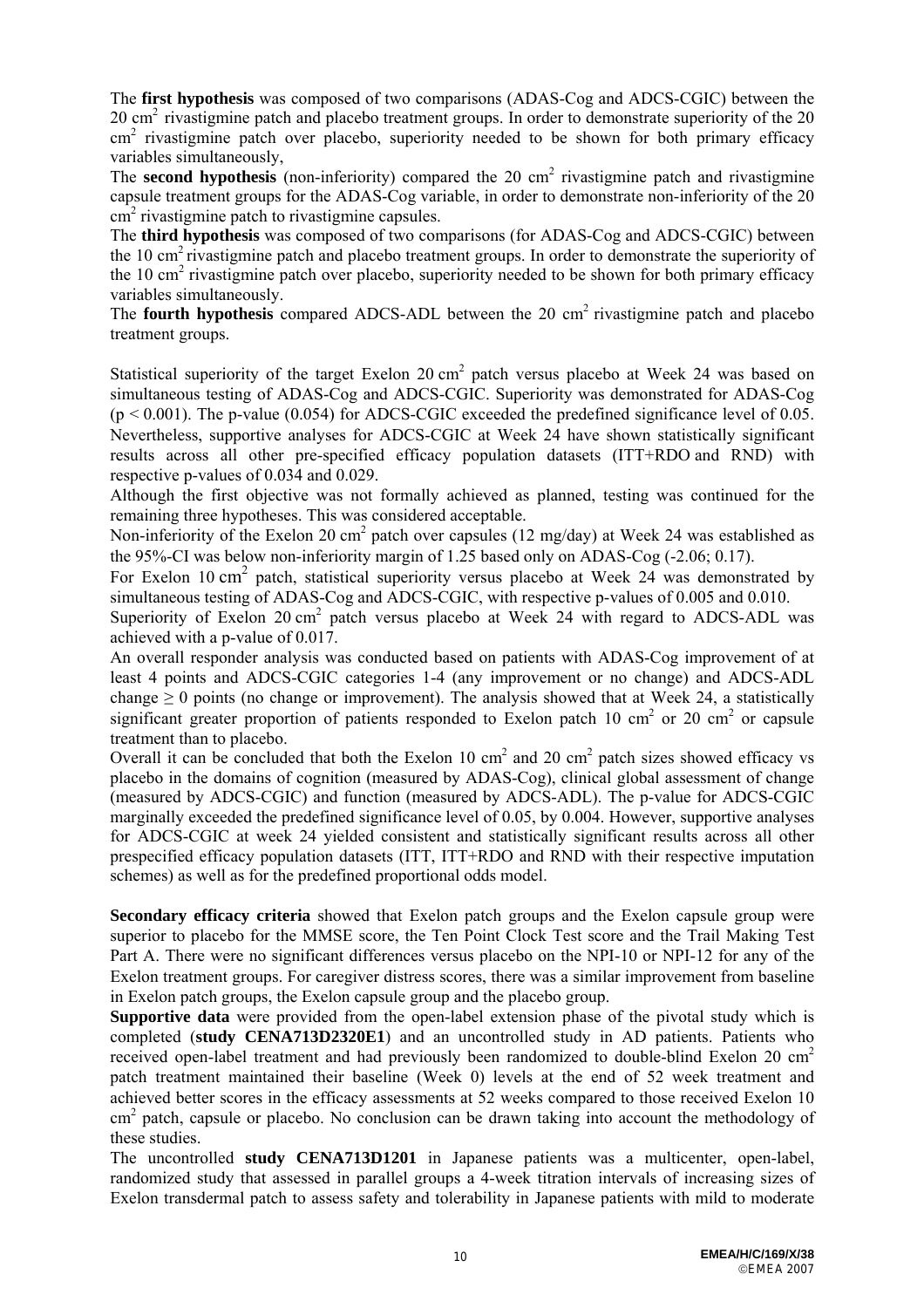The **first hypothesis** was composed of two comparisons (ADAS-Cog and ADCS-CGIC) between the 20 $cm^2$ rivastigmine patch and placebo treatment groups. In order to demonstrate superiority of the 20 $cm^2$ rivastigmine patch over placebo, superiority needed to be shown for both primary efficacy variables simultaneously,

The **second hypothesis** (non-inferiority) compared the 20 $cm^2$ rivastigmine patch and rivastigmine capsule treatment groups for the ADAS-Cog variable, in order to demonstrate non-inferiority of the 20 $cm^2$ rivastigmine patch to rivastigmine capsules.

The **third hypothesis** was composed of two comparisons (for ADAS-Cog and ADCS-CGIC) between the 10 $cm^2$ rivastigmine patch and placebo treatment groups. In order to demonstrate the superiority of the 10 $cm^2$ rivastigmine patch over placebo, superiority needed to be shown for both primary efficacy variables simultaneously.

The **fourth hypothesis** compared ADCS-ADL between the 20 $cm^2$ rivastigmine patch and placebo treatment groups.

Statistical superiority of the target Exelon 20 $cm^2$ patch versus placebo at Week 24 was based on simultaneous testing of ADAS-Cog and ADCS-CGIC. Superiority was demonstrated for ADAS-Cog ($p < 0.001$). The p-value (0.054) for ADCS-CGIC exceeded the predefined significance level of 0.05. Nevertheless, supportive analyses for ADCS-CGIC at Week 24 have shown statistically significant results across all other pre-specified efficacy population datasets (ITT+RDO and RND) with respective p-values of 0.034 and 0.029.

Although the first objective was not formally achieved as planned, testing was continued for the remaining three hypotheses. This was considered acceptable.

Non-inferiority of the Exelon 20 $cm^2$ patch over capsules (12 mg/day) at Week 24 was established as the 95%-CI was below non-inferiority margin of 1.25 based only on ADAS-Cog (-2.06; 0.17).

For Exelon 10 $cm^2$ patch, statistical superiority versus placebo at Week 24 was demonstrated by simultaneous testing of ADAS-Cog and ADCS-CGIC, with respective p-values of 0.005 and 0.010.

Superiority of Exelon 20 $cm^2$ patch versus placebo at Week 24 with regard to ADCS-ADL was achieved with a p-value of 0.017.

An overall responder analysis was conducted based on patients with ADAS-Cog improvement of at least 4 points and ADCS-CGIC categories 1-4 (any improvement or no change) and ADCS-ADL change $\geq 0$ points (no change or improvement). The analysis showed that at Week 24, a statistically significant greater proportion of patients responded to Exelon patch 10 $cm^2$ or 20 $cm^2$ or capsule treatment than to placebo.

Overall it can be concluded that both the Exelon 10 $cm^2$ and 20 $cm^2$ patch sizes showed efficacy vs placebo in the domains of cognition (measured by ADAS-Cog), clinical global assessment of change (measured by ADCS-CGIC) and function (measured by ADCS-ADL). The p-value for ADCS-CGIC marginally exceeded the predefined significance level of 0.05, by 0.004. However, supportive analyses for ADCS-CGIC at week 24 yielded consistent and statistically significant results across all other prespecified efficacy population datasets (ITT, ITT+RDO and RND with their respective imputation schemes) as well as for the predefined proportional odds model.

**Secondary efficacy criteria** showed that Exelon patch groups and the Exelon capsule group were superior to placebo for the MMSE score, the Ten Point Clock Test score and the Trail Making Test Part A. There were no significant differences versus placebo on the NPI-10 or NPI-12 for any of the Exelon treatment groups. For caregiver distress scores, there was a similar improvement from baseline in Exelon patch groups, the Exelon capsule group and the placebo group.

**Supportive data** were provided from the open-label extension phase of the pivotal study which is completed (**study CENA713D2320E1**) and an uncontrolled study in AD patients. Patients who received open-label treatment and had previously been randomized to double-blind Exelon 20 $cm^2$ patch treatment maintained their baseline (Week 0) levels at the end of 52 week treatment and achieved better scores in the efficacy assessments at 52 weeks compared to those received Exelon 10 $cm^2$ patch, capsule or placebo. No conclusion can be drawn taking into account the methodology of these studies.

The uncontrolled **study CENA713D1201** in Japanese patients was a multicenter, open-label, randomized study that assessed in parallel groups a 4-week titration intervals of increasing sizes of Exelon transdermal patch to assess safety and tolerability in Japanese patients with mild to moderate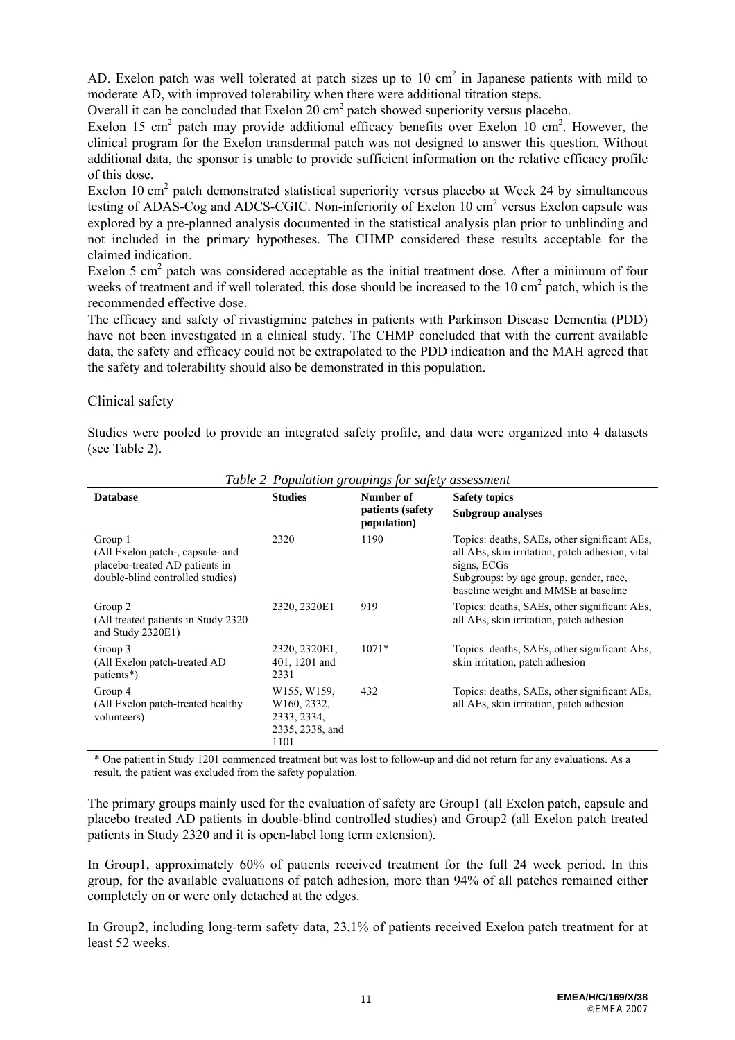AD. Exelon patch was well tolerated at patch sizes up to 10 $cm^2$ in Japanese patients with mild to moderate AD, with improved tolerability when there were additional titration steps.

Overall it can be concluded that Exelon 20 $cm^2$ patch showed superiority versus placebo.

Exelon 15 $cm^2$ patch may provide additional efficacy benefits over Exelon 10 $cm^2$. However, the clinical program for the Exelon transdermal patch was not designed to answer this question. Without additional data, the sponsor is unable to provide sufficient information on the relative efficacy profile of this dose.

Exelon 10 $cm^2$ patch demonstrated statistical superiority versus placebo at Week 24 by simultaneous testing of ADAS-Cog and ADCS-CGIC. Non-inferiority of Exelon 10 $cm^2$ versus Exelon capsule was explored by a pre-planned analysis documented in the statistical analysis plan prior to unblinding and not included in the primary hypotheses. The CHMP considered these results acceptable for the claimed indication.

Exelon 5 $cm^2$ patch was considered acceptable as the initial treatment dose. After a minimum of four weeks of treatment and if well tolerated, this dose should be increased to the 10 $cm^2$ patch, which is the recommended effective dose.

The efficacy and safety of rivastigmine patches in patients with Parkinson Disease Dementia (PDD) have not been investigated in a clinical study. The CHMP concluded that with the current available data, the safety and efficacy could not be extrapolated to the PDD indication and the MAH agreed that the safety and tolerability should also be demonstrated in this population.

## Clinical safety

Studies were pooled to provide an integrated safety profile, and data were organized into 4 datasets (see Table 2).

*Table 2 Population groupings for safety assessment*

| Database | Studies | Number of patients (safety population) | Safety topics<br>Subgroup analyses |
|---|---|---|---|
| Group 1<br>(All Exelon patch-, capsule- and placebo-treated AD patients in double-blind controlled studies) | 2320 | 1190 | Topics: deaths, SAEs, other significant AEs, all AEs, skin irritation, patch adhesion, vital signs, ECGs<br>Subgroups: by age group, gender, race, baseline weight and MMSE at baseline |
| Group 2<br>(All treated patients in Study 2320 and Study 2320E1) | 2320, 2320E1 | 919 | Topics: deaths, SAEs, other significant AEs, all AEs, skin irritation, patch adhesion |
| Group 3<br>(All Exelon patch-treated AD patients*) | 2320, 2320E1, 401, 1201 and 2331 | 1071* | Topics: deaths, SAEs, other significant AEs, skin irritation, patch adhesion |
| Group 4<br>(All Exelon patch-treated healthy volunteers) | W155, W159, W160, 2332, 2333, 2334, 2335, 2338, and 1101 | 432 | Topics: deaths, SAEs, other significant AEs, all AEs, skin irritation, patch adhesion |

\* One patient in Study 1201 commenced treatment but was lost to follow-up and did not return for any evaluations. As a result, the patient was excluded from the safety population.

The primary groups mainly used for the evaluation of safety are Group1 (all Exelon patch, capsule and placebo treated AD patients in double-blind controlled studies) and Group2 (all Exelon patch treated patients in Study 2320 and it is open-label long term extension).

In Group1, approximately 60% of patients received treatment for the full 24 week period. In this group, for the available evaluations of patch adhesion, more than 94% of all patches remained either completely on or were only detached at the edges.

In Group2, including long-term safety data, 23,1% of patients received Exelon patch treatment for at least 52 weeks.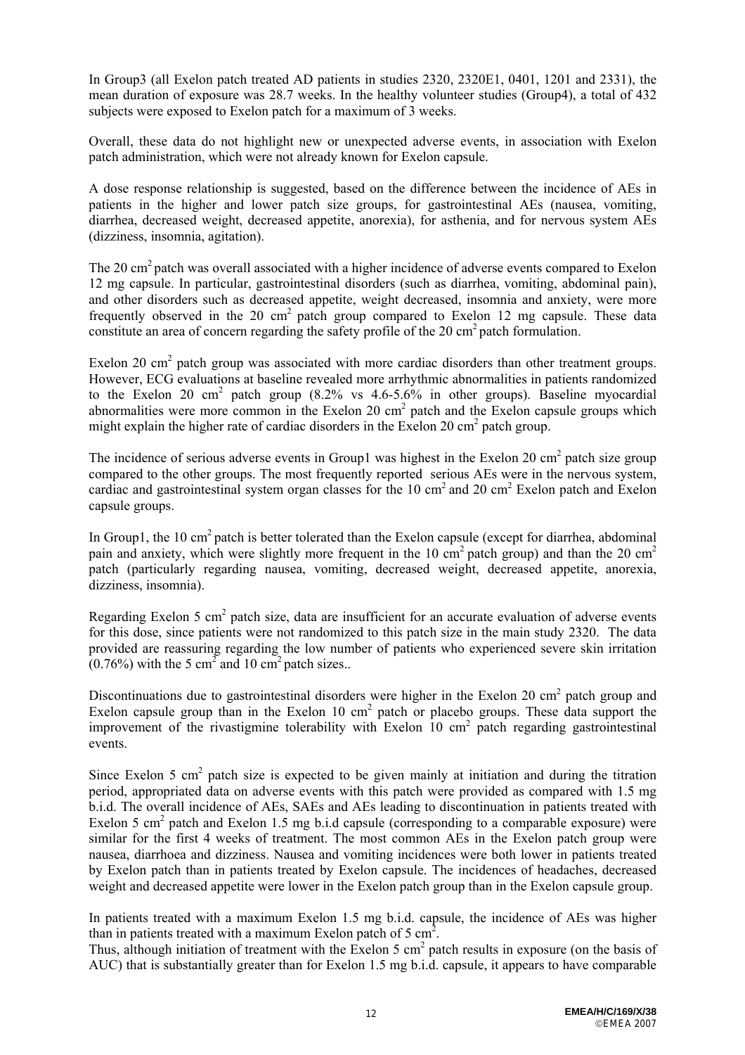In Group3 (all Exelon patch treated AD patients in studies 2320, 2320E1, 0401, 1201 and 2331), the mean duration of exposure was 28.7 weeks. In the healthy volunteer studies (Group4), a total of 432 subjects were exposed to Exelon patch for a maximum of 3 weeks.

Overall, these data do not highlight new or unexpected adverse events, in association with Exelon patch administration, which were not already known for Exelon capsule.

A dose response relationship is suggested, based on the difference between the incidence of AEs in patients in the higher and lower patch size groups, for gastrointestinal AEs (nausea, vomiting, diarrhea, decreased weight, decreased appetite, anorexia), for asthenia, and for nervous system AEs (dizziness, insomnia, agitation).

The 20 $cm^2$ patch was overall associated with a higher incidence of adverse events compared to Exelon 12 mg capsule. In particular, gastrointestinal disorders (such as diarrhea, vomiting, abdominal pain), and other disorders such as decreased appetite, weight decreased, insomnia and anxiety, were more frequently observed in the 20 $cm^2$ patch group compared to Exelon 12 mg capsule. These data constitute an area of concern regarding the safety profile of the 20 $cm^2$ patch formulation.

Exelon 20 $cm^2$ patch group was associated with more cardiac disorders than other treatment groups. However, ECG evaluations at baseline revealed more arrhythmic abnormalities in patients randomized to the Exelon 20 $cm^2$ patch group (8.2% vs 4.6-5.6% in other groups). Baseline myocardial abnormalities were more common in the Exelon 20 $cm^2$ patch and the Exelon capsule groups which might explain the higher rate of cardiac disorders in the Exelon 20 $cm^2$ patch group.

The incidence of serious adverse events in Group1 was highest in the Exelon 20 $cm^2$ patch size group compared to the other groups. The most frequently reported serious AEs were in the nervous system, cardiac and gastrointestinal system organ classes for the 10 $cm^2$ and 20 $cm^2$ Exelon patch and Exelon capsule groups.

In Group1, the 10 $cm^2$ patch is better tolerated than the Exelon capsule (except for diarrhea, abdominal pain and anxiety, which were slightly more frequent in the 10 $cm^2$ patch group) and than the 20 $cm^2$ patch (particularly regarding nausea, vomiting, decreased weight, decreased appetite, anorexia, dizziness, insomnia).

Regarding Exelon 5 $cm^2$ patch size, data are insufficient for an accurate evaluation of adverse events for this dose, since patients were not randomized to this patch size in the main study 2320. The data provided are reassuring regarding the low number of patients who experienced severe skin irritation (0.76%) with the 5 $cm^2$ and 10 $cm^2$ patch sizes..

Discontinuations due to gastrointestinal disorders were higher in the Exelon 20 $cm^2$ patch group and Exelon capsule group than in the Exelon 10 $cm^2$ patch or placebo groups. These data support the improvement of the rivastigmine tolerability with Exelon 10 $cm^2$ patch regarding gastrointestinal events.

Since Exelon 5 $cm^2$ patch size is expected to be given mainly at initiation and during the titration period, appropriated data on adverse events with this patch were provided as compared with 1.5 mg b.i.d. The overall incidence of AEs, SAEs and AEs leading to discontinuation in patients treated with Exelon 5 $cm^2$ patch and Exelon 1.5 mg b.i.d capsule (corresponding to a comparable exposure) were similar for the first 4 weeks of treatment. The most common AEs in the Exelon patch group were nausea, diarrhoea and dizziness. Nausea and vomiting incidences were both lower in patients treated by Exelon patch than in patients treated by Exelon capsule. The incidences of headaches, decreased weight and decreased appetite were lower in the Exelon patch group than in the Exelon capsule group.

In patients treated with a maximum Exelon 1.5 mg b.i.d. capsule, the incidence of AEs was higher than in patients treated with a maximum Exelon patch of 5 $cm^2$.
Thus, although initiation of treatment with the Exelon 5 $cm^2$ patch results in exposure (on the basis of AUC) that is substantially greater than for Exelon 1.5 mg b.i.d. capsule, it appears to have comparable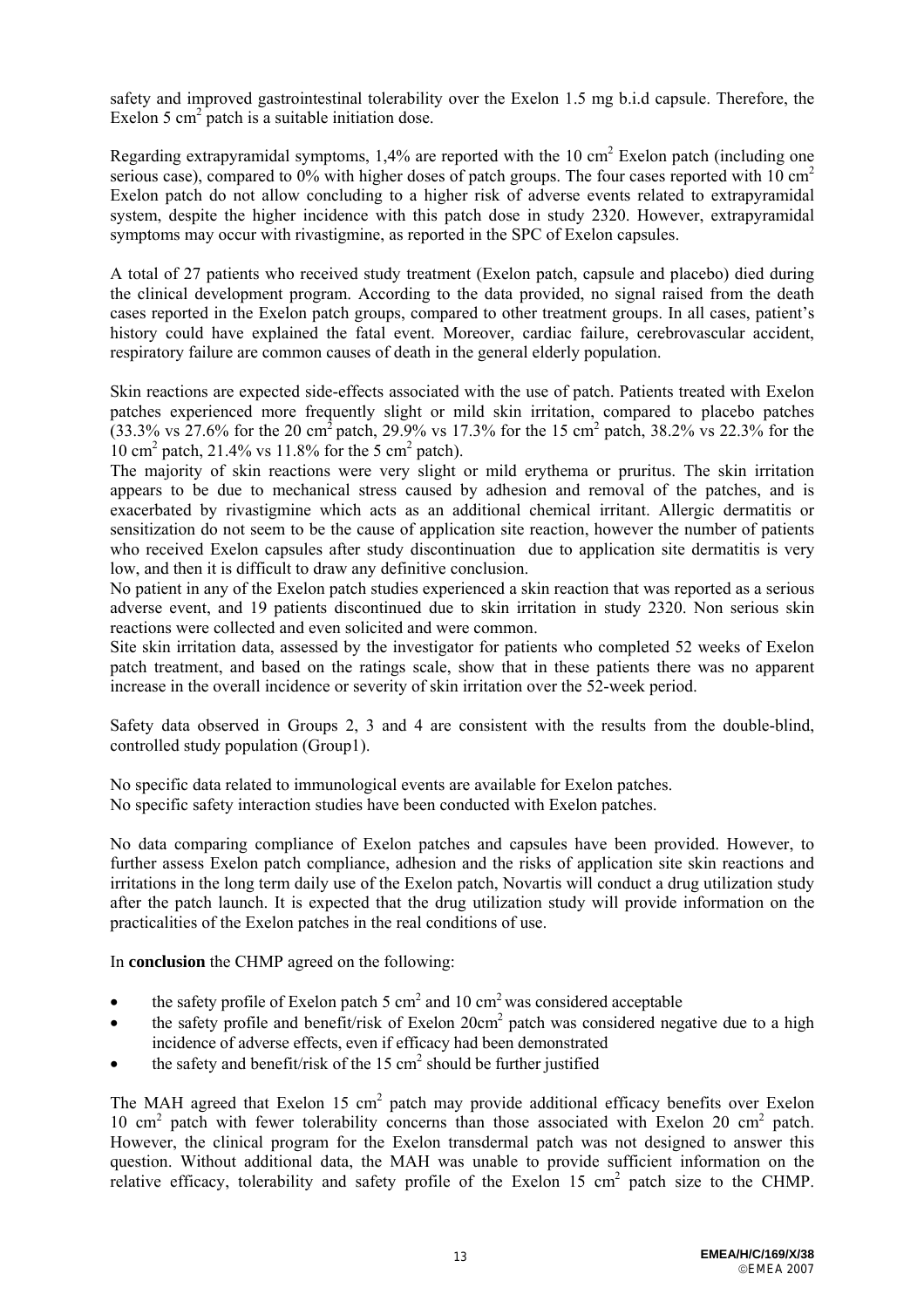safety and improved gastrointestinal tolerability over the Exelon 1.5 mg b.i.d capsule. Therefore, the Exelon 5 $cm^2$ patch is a suitable initiation dose.

Regarding extrapyramidal symptoms, 1,4% are reported with the 10 $cm^2$ Exelon patch (including one serious case), compared to 0% with higher doses of patch groups. The four cases reported with 10 $cm^2$ Exelon patch do not allow concluding to a higher risk of adverse events related to extrapyramidal system, despite the higher incidence with this patch dose in study 2320. However, extrapyramidal symptoms may occur with rivastigmine, as reported in the SPC of Exelon capsules.

A total of 27 patients who received study treatment (Exelon patch, capsule and placebo) died during the clinical development program. According to the data provided, no signal raised from the death cases reported in the Exelon patch groups, compared to other treatment groups. In all cases, patient's history could have explained the fatal event. Moreover, cardiac failure, cerebrovascular accident, respiratory failure are common causes of death in the general elderly population.

Skin reactions are expected side-effects associated with the use of patch. Patients treated with Exelon patches experienced more frequently slight or mild skin irritation, compared to placebo patches (33.3% vs 27.6% for the 20 $cm^2$ patch, 29.9% vs 17.3% for the 15 $cm^2$ patch, 38.2% vs 22.3% for the 10 $cm^2$ patch, 21.4% vs 11.8% for the 5 $cm^2$ patch).
The majority of skin reactions were very slight or mild erythema or pruritus. The skin irritation appears to be due to mechanical stress caused by adhesion and removal of the patches, and is exacerbated by rivastigmine which acts as an additional chemical irritant. Allergic dermatitis or sensitization do not seem to be the cause of application site reaction, however the number of patients who received Exelon capsules after study discontinuation due to application site dermatitis is very low, and then it is difficult to draw any definitive conclusion.
No patient in any of the Exelon patch studies experienced a skin reaction that was reported as a serious adverse event, and 19 patients discontinued due to skin irritation in study 2320. Non serious skin reactions were collected and even solicited and were common.
Site skin irritation data, assessed by the investigator for patients who completed 52 weeks of Exelon patch treatment, and based on the ratings scale, show that in these patients there was no apparent increase in the overall incidence or severity of skin irritation over the 52-week period.

Safety data observed in Groups 2, 3 and 4 are consistent with the results from the double-blind, controlled study population (Group1).

No specific data related to immunological events are available for Exelon patches.
No specific safety interaction studies have been conducted with Exelon patches.

No data comparing compliance of Exelon patches and capsules have been provided. However, to further assess Exelon patch compliance, adhesion and the risks of application site skin reactions and irritations in the long term daily use of the Exelon patch, Novartis will conduct a drug utilization study after the patch launch. It is expected that the drug utilization study will provide information on the practicalities of the Exelon patches in the real conditions of use.

In **conclusion** the CHMP agreed on the following:

- the safety profile of Exelon patch 5 $cm^2$ and 10 $cm^2$ was considered acceptable
- the safety profile and benefit/risk of Exelon 20$cm^2$ patch was considered negative due to a high incidence of adverse effects, even if efficacy had been demonstrated
- the safety and benefit/risk of the 15 $cm^2$ should be further justified

The MAH agreed that Exelon 15 $cm^2$ patch may provide additional efficacy benefits over Exelon 10 $cm^2$ patch with fewer tolerability concerns than those associated with Exelon 20 $cm^2$ patch. However, the clinical program for the Exelon transdermal patch was not designed to answer this question. Without additional data, the MAH was unable to provide sufficient information on the relative efficacy, tolerability and safety profile of the Exelon 15 $cm^2$ patch size to the CHMP.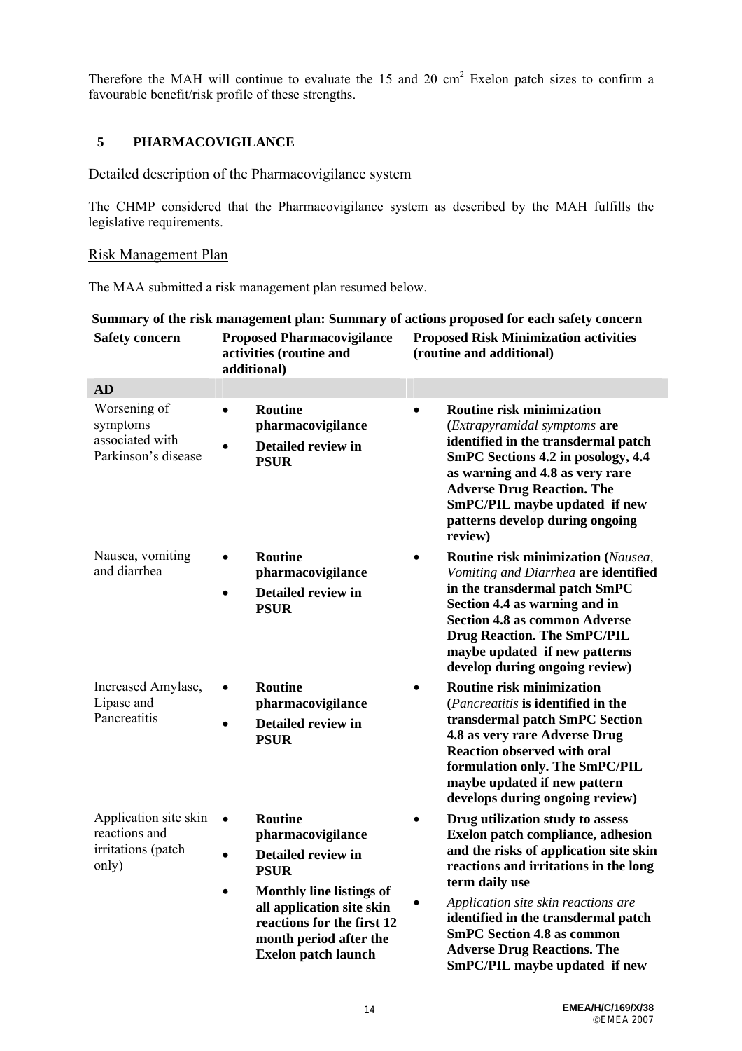Therefore the MAH will continue to evaluate the 15 and 20 $cm^2$ Exelon patch sizes to confirm a favourable benefit/risk profile of these strengths.

## 5 PHARMACOVIGILANCE

### Detailed description of the Pharmacovigilance system

The CHMP considered that the Pharmacovigilance system as described by the MAH fulfills the legislative requirements.

### Risk Management Plan

The MAA submitted a risk management plan resumed below.

**Summary of the risk management plan: Summary of actions proposed for each safety concern**

| Safety concern | Proposed Pharmacovigilance activities (routine and additional) | Proposed Risk Minimization activities (routine and additional) |
|---|---|---|
| **AD** | | |
| Worsening of symptoms associated with Parkinson's disease | • **Routine pharmacovigilance**<br>• **Detailed review in PSUR** | • **Routine risk minimization (***Extrapyramidal symptoms* **are identified in the transdermal patch SmPC Sections 4.2 in posology, 4.4 as warning and 4.8 as very rare Adverse Drug Reaction. The SmPC/PIL maybe updated if new patterns develop during ongoing review)** |
| Nausea, vomiting and diarrhea | • **Routine pharmacovigilance**<br>• **Detailed review in PSUR** | • **Routine risk minimization (***Nausea, Vomiting and Diarrhea* **are identified in the transdermal patch SmPC Section 4.4 as warning and in Section 4.8 as common Adverse Drug Reaction. The SmPC/PIL maybe updated if new patterns develop during ongoing review)** |
| Increased Amylase, Lipase and Pancreatitis | • **Routine pharmacovigilance**<br>• **Detailed review in PSUR** | • **Routine risk minimization (***Pancreatitis* **is identified in the transdermal patch SmPC Section 4.8 as very rare Adverse Drug Reaction observed with oral formulation only. The SmPC/PIL maybe updated if new pattern develops during ongoing review)** |
| Application site skin reactions and irritations (patch only) | • **Routine pharmacovigilance**<br>• **Detailed review in PSUR**<br>• **Monthly line listings of all application site skin reactions for the first 12 month period after the Exelon patch launch** | • **Drug utilization study to assess Exelon patch compliance, adhesion and the risks of application site skin reactions and irritations in the long term daily use**<br>• *Application site skin reactions are* **identified in the transdermal patch SmPC Section 4.8 as common Adverse Drug Reactions. The SmPC/PIL maybe updated if new** |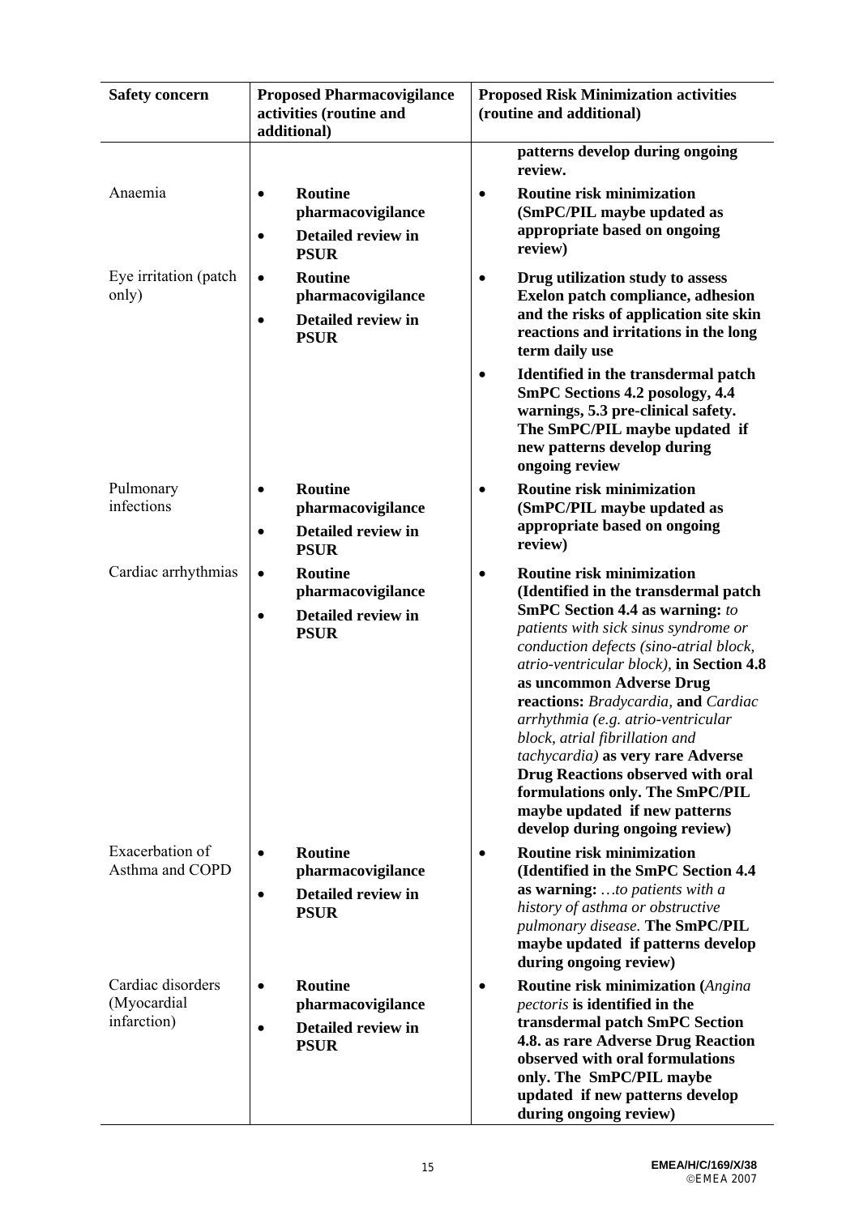| Safety concern | Proposed Pharmacovigilance activities (routine and additional) | Proposed Risk Minimization activities (routine and additional) |
|---|---|---|
| | | **patterns develop during ongoing review.** |
| Anaemia | • **Routine pharmacovigilance**<br>• **Detailed review in PSUR** | • **Routine risk minimization (SmPC/PIL maybe updated as appropriate based on ongoing review)** |
| Eye irritation (patch only) | • **Routine pharmacovigilance**<br>• **Detailed review in PSUR** | • **Drug utilization study to assess Exelon patch compliance, adhesion and the risks of application site skin reactions and irritations in the long term daily use**<br>• **Identified in the transdermal patch SmPC Sections 4.2 posology, 4.4 warnings, 5.3 pre-clinical safety. The SmPC/PIL maybe updated if new patterns develop during ongoing review** |
| Pulmonary infections | • **Routine pharmacovigilance**<br>• **Detailed review in PSUR** | • **Routine risk minimization (SmPC/PIL maybe updated as appropriate based on ongoing review)** |
| Cardiac arrhythmias | • **Routine pharmacovigilance**<br>• **Detailed review in PSUR** | • **Routine risk minimization (Identified in the transdermal patch SmPC Section 4.4 as warning:** *to patients with sick sinus syndrome or conduction defects (sino-atrial block, atrio-ventricular block),* **in Section 4.8 as uncommon Adverse Drug reactions:** *Bradycardia,* **and** *Cardiac arrhythmia (e.g. atrio-ventricular block, atrial fibrillation and tachycardia)* **as very rare Adverse Drug Reactions observed with oral formulations only. The SmPC/PIL maybe updated if new patterns develop during ongoing review)** |
| Exacerbation of Asthma and COPD | • **Routine pharmacovigilance**<br>• **Detailed review in PSUR** | • **Routine risk minimization (Identified in the SmPC Section 4.4 as warning:** *…to patients with a history of asthma or obstructive pulmonary disease.* **The SmPC/PIL maybe updated if patterns develop during ongoing review)** |
| Cardiac disorders (Myocardial infarction) | • **Routine pharmacovigilance**<br>• **Detailed review in PSUR** | • **Routine risk minimization (***Angina pectoris* **is identified in the transdermal patch SmPC Section 4.8. as rare Adverse Drug Reaction observed with oral formulations only. The SmPC/PIL maybe updated if new patterns develop during ongoing review)** |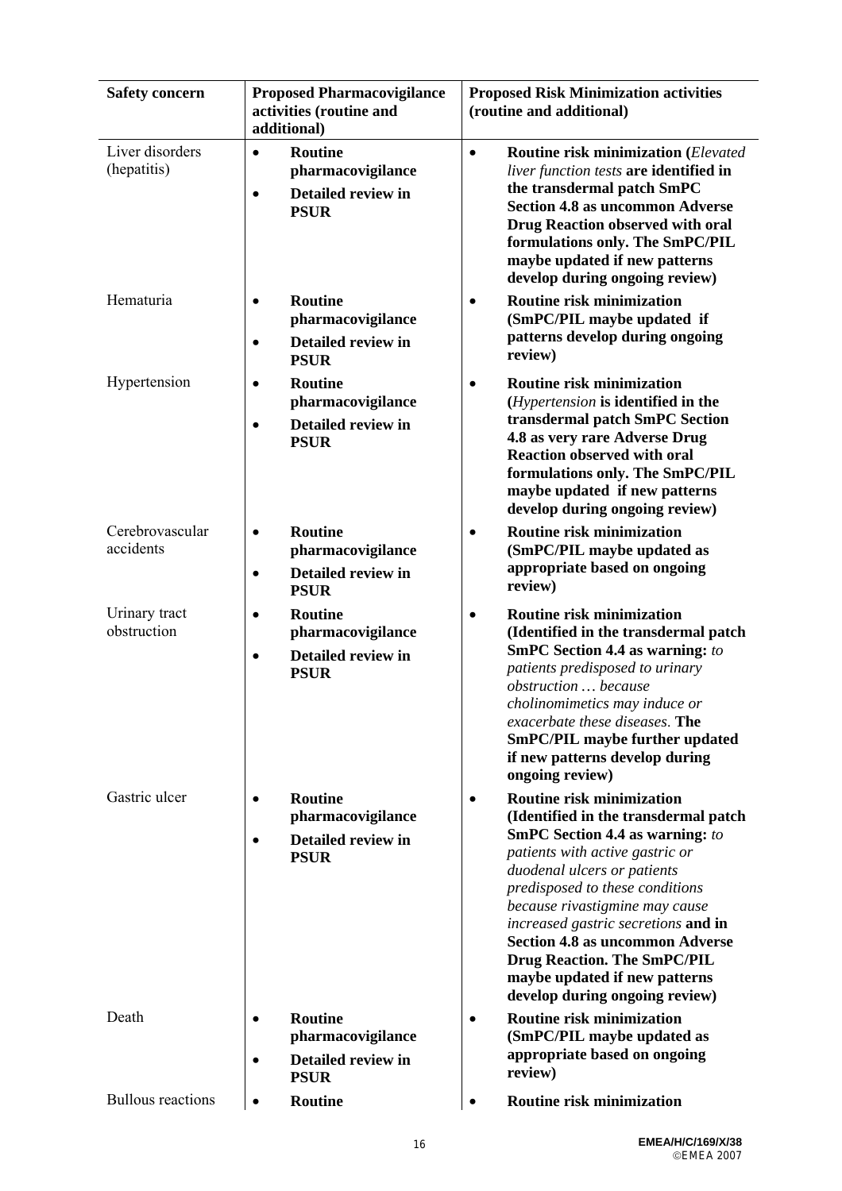| Safety concern | Proposed Pharmacovigilance activities (routine and additional) | Proposed Risk Minimization activities (routine and additional) |
|---|---|---|
| Liver disorders (hepatitis) | • **Routine pharmacovigilance**<br>• **Detailed review in PSUR** | • **Routine risk minimization (***Elevated liver function tests* **are identified in the transdermal patch SmPC Section 4.8 as uncommon Adverse Drug Reaction observed with oral formulations only. The SmPC/PIL maybe updated if new patterns develop during ongoing review)** |
| Hematuria | • **Routine pharmacovigilance**<br>• **Detailed review in PSUR** | • **Routine risk minimization (SmPC/PIL maybe updated if patterns develop during ongoing review)** |
| Hypertension | • **Routine pharmacovigilance**<br>• **Detailed review in PSUR** | • **Routine risk minimization (***Hypertension* **is identified in the transdermal patch SmPC Section 4.8 as very rare Adverse Drug Reaction observed with oral formulations only. The SmPC/PIL maybe updated if new patterns develop during ongoing review)** |
| Cerebrovascular accidents | • **Routine pharmacovigilance**<br>• **Detailed review in PSUR** | • **Routine risk minimization (SmPC/PIL maybe updated as appropriate based on ongoing review)** |
| Urinary tract obstruction | • **Routine pharmacovigilance**<br>• **Detailed review in PSUR** | • **Routine risk minimization (Identified in the transdermal patch SmPC Section 4.4 as warning:** *to patients predisposed to urinary obstruction … because cholinomimetics may induce or exacerbate these diseases*. **The SmPC/PIL maybe further updated if new patterns develop during ongoing review)** |
| Gastric ulcer | • **Routine pharmacovigilance**<br>• **Detailed review in PSUR** | • **Routine risk minimization (Identified in the transdermal patch SmPC Section 4.4 as warning:** *to patients with active gastric or duodenal ulcers or patients predisposed to these conditions because rivastigmine may cause increased gastric secretions* **and in Section 4.8 as uncommon Adverse Drug Reaction. The SmPC/PIL maybe updated if new patterns develop during ongoing review)** |
| Death | • **Routine pharmacovigilance**<br>• **Detailed review in PSUR** | • **Routine risk minimization (SmPC/PIL maybe updated as appropriate based on ongoing review)** |
| Bullous reactions | • **Routine** | • **Routine risk minimization** |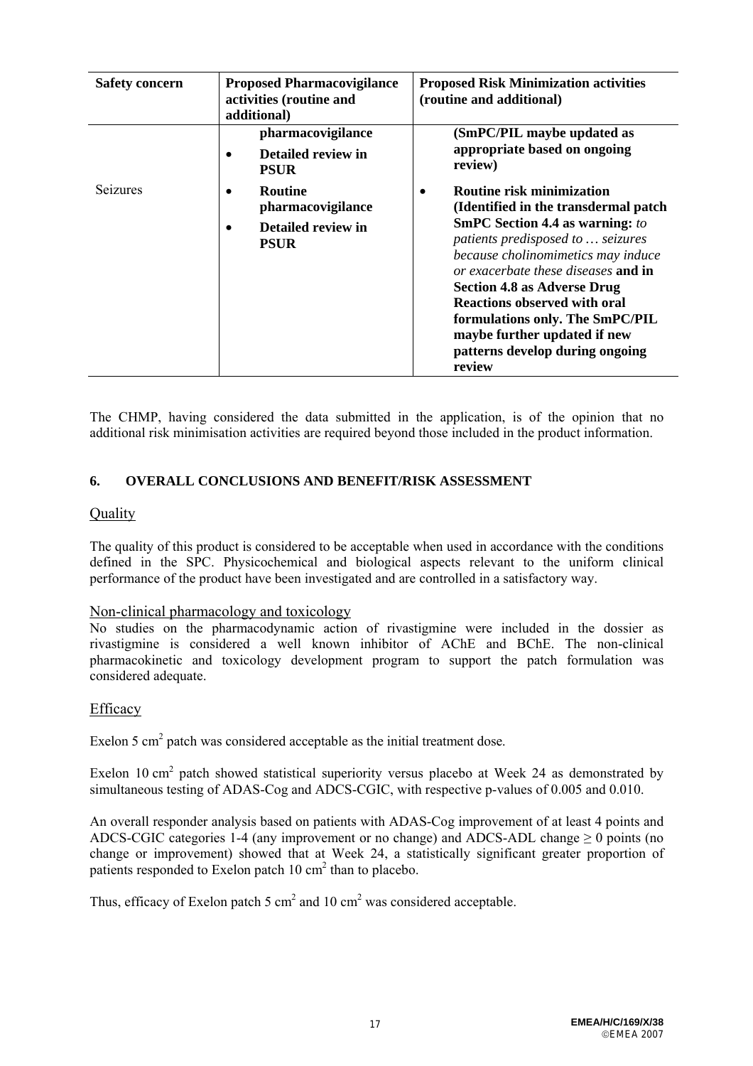| Safety concern | Proposed Pharmacovigilance activities (routine and additional) | Proposed Risk Minimization activities (routine and additional) |
|---|---|---|
| | **pharmacovigilance**<br>• **Detailed review in PSUR** | **(SmPC/PIL maybe updated as appropriate based on ongoing review)** |
| Seizures | • **Routine pharmacovigilance**<br>• **Detailed review in PSUR** | • **Routine risk minimization (Identified in the transdermal patch SmPC Section 4.4 as warning:** *to patients predisposed to … seizures because cholinomimetics may induce or exacerbate these diseases* **and in Section 4.8 as Adverse Drug Reactions observed with oral formulations only. The SmPC/PIL maybe further updated if new patterns develop during ongoing review** |

The CHMP, having considered the data submitted in the application, is of the opinion that no additional risk minimisation activities are required beyond those included in the product information.

## 6. OVERALL CONCLUSIONS AND BENEFIT/RISK ASSESSMENT

### Quality

The quality of this product is considered to be acceptable when used in accordance with the conditions defined in the SPC. Physicochemical and biological aspects relevant to the uniform clinical performance of the product have been investigated and are controlled in a satisfactory way.

### Non-clinical pharmacology and toxicology

No studies on the pharmacodynamic action of rivastigmine were included in the dossier as rivastigmine is considered a well known inhibitor of AChE and BChE. The non-clinical pharmacokinetic and toxicology development program to support the patch formulation was considered adequate.

### Efficacy

Exelon 5 $cm^2$ patch was considered acceptable as the initial treatment dose.

Exelon 10 $cm^2$ patch showed statistical superiority versus placebo at Week 24 as demonstrated by simultaneous testing of ADAS-Cog and ADCS-CGIC, with respective p-values of 0.005 and 0.010.

An overall responder analysis based on patients with ADAS-Cog improvement of at least 4 points and ADCS-CGIC categories 1-4 (any improvement or no change) and ADCS-ADL change $\geq 0$ points (no change or improvement) showed that at Week 24, a statistically significant greater proportion of patients responded to Exelon patch 10 $cm^2$ than to placebo.

Thus, efficacy of Exelon patch 5 $cm^2$ and 10 $cm^2$ was considered acceptable.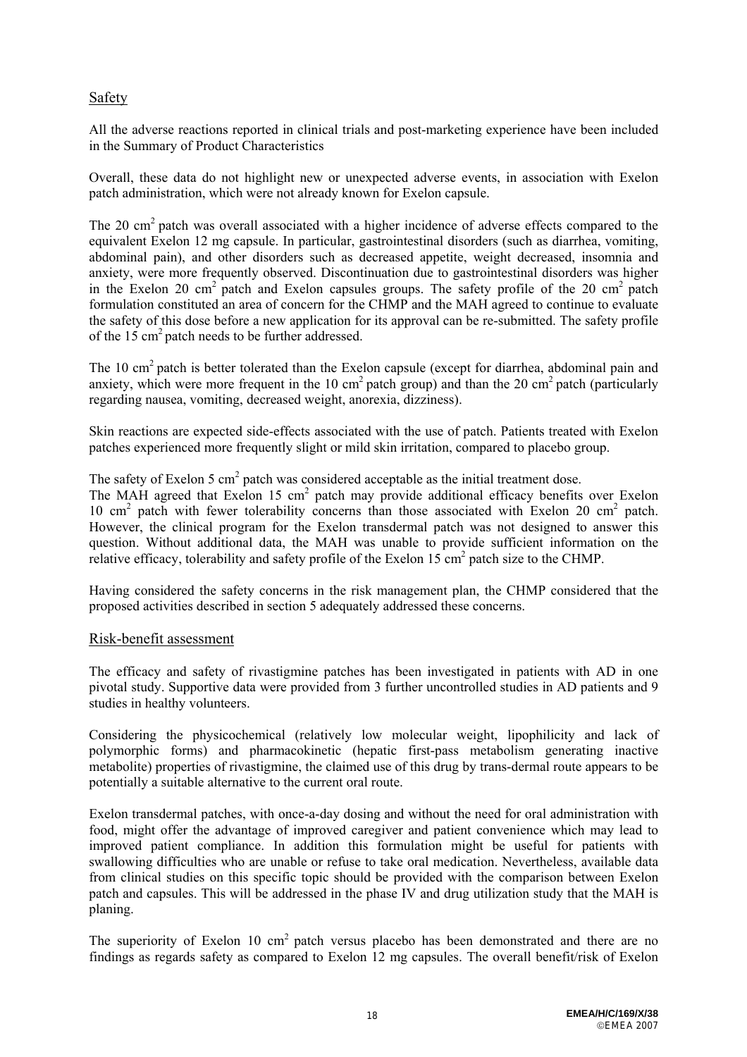## Safety

All the adverse reactions reported in clinical trials and post-marketing experience have been included in the Summary of Product Characteristics

Overall, these data do not highlight new or unexpected adverse events, in association with Exelon patch administration, which were not already known for Exelon capsule.

The 20 $cm^2$ patch was overall associated with a higher incidence of adverse effects compared to the equivalent Exelon 12 mg capsule. In particular, gastrointestinal disorders (such as diarrhea, vomiting, abdominal pain), and other disorders such as decreased appetite, weight decreased, insomnia and anxiety, were more frequently observed. Discontinuation due to gastrointestinal disorders was higher in the Exelon 20 $cm^2$ patch and Exelon capsules groups. The safety profile of the 20 $cm^2$ patch formulation constituted an area of concern for the CHMP and the MAH agreed to continue to evaluate the safety of this dose before a new application for its approval can be re-submitted. The safety profile of the 15 $cm^2$ patch needs to be further addressed.

The 10 $cm^2$ patch is better tolerated than the Exelon capsule (except for diarrhea, abdominal pain and anxiety, which were more frequent in the 10 $cm^2$ patch group) and than the 20 $cm^2$ patch (particularly regarding nausea, vomiting, decreased weight, anorexia, dizziness).

Skin reactions are expected side-effects associated with the use of patch. Patients treated with Exelon patches experienced more frequently slight or mild skin irritation, compared to placebo group.

The safety of Exelon 5 $cm^2$ patch was considered acceptable as the initial treatment dose.
The MAH agreed that Exelon 15 $cm^2$ patch may provide additional efficacy benefits over Exelon 10 $cm^2$ patch with fewer tolerability concerns than those associated with Exelon 20 $cm^2$ patch. However, the clinical program for the Exelon transdermal patch was not designed to answer this question. Without additional data, the MAH was unable to provide sufficient information on the relative efficacy, tolerability and safety profile of the Exelon 15 $cm^2$ patch size to the CHMP.

Having considered the safety concerns in the risk management plan, the CHMP considered that the proposed activities described in section 5 adequately addressed these concerns.

## Risk-benefit assessment

The efficacy and safety of rivastigmine patches has been investigated in patients with AD in one pivotal study. Supportive data were provided from 3 further uncontrolled studies in AD patients and 9 studies in healthy volunteers.

Considering the physicochemical (relatively low molecular weight, lipophilicity and lack of polymorphic forms) and pharmacokinetic (hepatic first-pass metabolism generating inactive metabolite) properties of rivastigmine, the claimed use of this drug by trans-dermal route appears to be potentially a suitable alternative to the current oral route.

Exelon transdermal patches, with once-a-day dosing and without the need for oral administration with food, might offer the advantage of improved caregiver and patient convenience which may lead to improved patient compliance. In addition this formulation might be useful for patients with swallowing difficulties who are unable or refuse to take oral medication. Nevertheless, available data from clinical studies on this specific topic should be provided with the comparison between Exelon patch and capsules. This will be addressed in the phase IV and drug utilization study that the MAH is planing.

The superiority of Exelon 10 $cm^2$ patch versus placebo has been demonstrated and there are no findings as regards safety as compared to Exelon 12 mg capsules. The overall benefit/risk of Exelon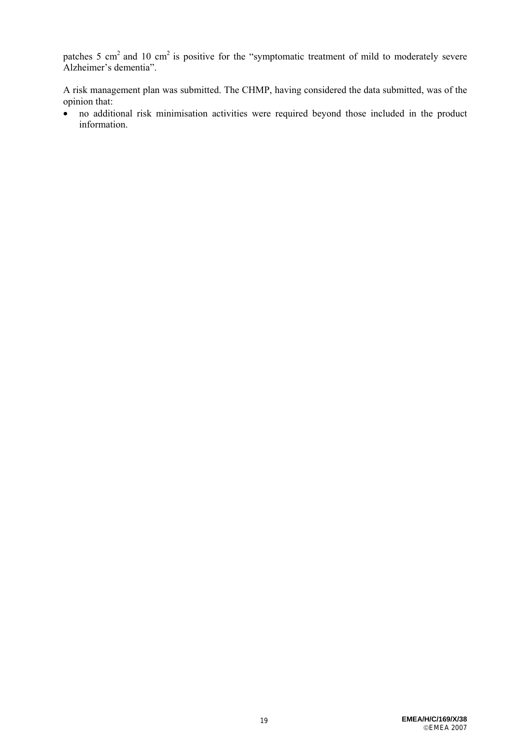patches 5 $cm^2$ and 10 $cm^2$ is positive for the "symptomatic treatment of mild to moderately severe Alzheimer's dementia".

A risk management plan was submitted. The CHMP, having considered the data submitted, was of the opinion that:

- no additional risk minimisation activities were required beyond those included in the product information.